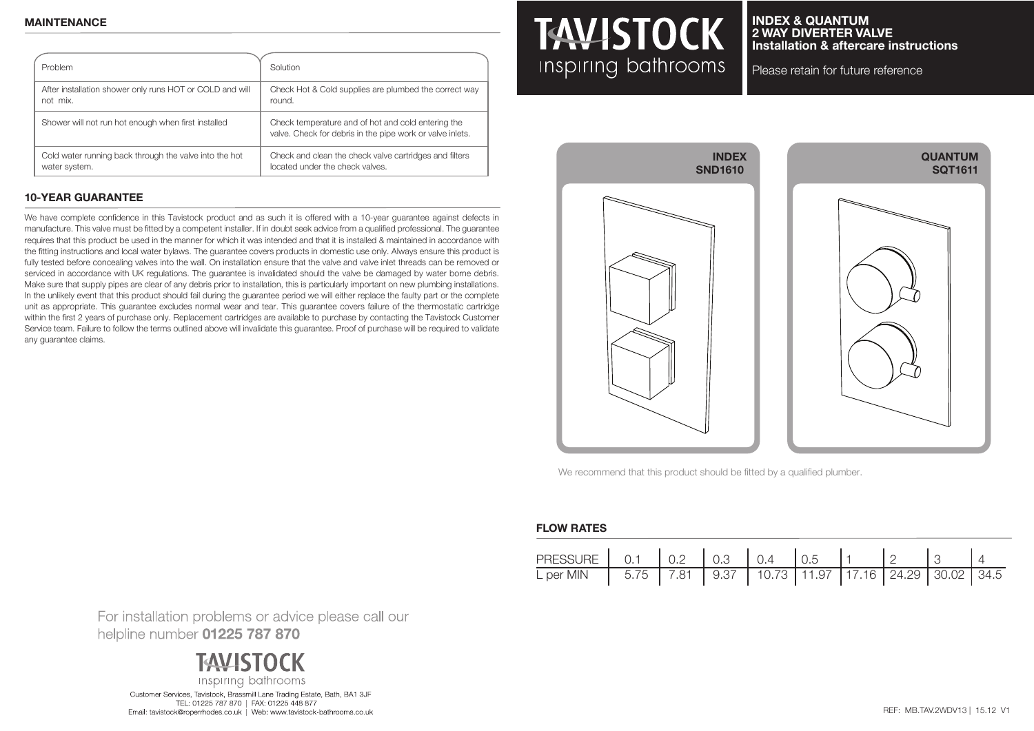## MAINTENANCE

| Problem | Solution |
|---|---|
| After installation shower only runs HOT or COLD and will not mix. | Check Hot & Cold supplies are plumbed the correct way round. |
| Shower will not run hot enough when first installed | Check temperature and of hot and cold entering the valve. Check for debris in the pipe work or valve inlets. |
| Cold water running back through the valve into the hot water system. | Check and clean the check valve cartridges and filters located under the check valves. |

## 10-YEAR GUARANTEE

We have complete confidence in this Tavistock product and as such it is offered with a 10-year guarantee against defects in manufacture. This valve must be fitted by a competent installer. If in doubt seek advice from a qualified professional. The guarantee requires that this product be used in the manner for which it was intended and that it is installed & maintained in accordance with the fitting instructions and local water bylaws. The guarantee covers products in domestic use only. Always ensure this product is fully tested before concealing valves into the wall. On installation ensure that the valve and valve inlet threads can be removed or serviced in accordance with UK regulations. The guarantee is invalidated should the valve be damaged by water borne debris. Make sure that supply pipes are clear of any debris prior to installation, this is particularly important on new plumbing installations. In the unlikely event that this product should fail during the guarantee period we will either replace the faulty part or the complete unit as appropriate. This guarantee excludes normal wear and tear. This guarantee covers failure of the thermostatic cartridge within the first 2 years of purchase only. Replacement cartridges are available to purchase by contacting the Tavistock Customer Service team. Failure to follow the terms outlined above will invalidate this guarantee. Proof of purchase will be required to validate any guarantee claims.

For installation problems or advice please call our helpline number **01225 787 870**

TAVISTOCK
inspiring bathrooms

Customer Services, Tavistock, Brassmill Lane Trading Estate, Bath, BA1 3JF
TEL: 01225 787 870 | FAX: 01225 448 877
Email: tavistock@roperrhodes.co.uk | Web: www.tavistock-bathrooms.co.uk

# TAVISTOCK
inspiring bathrooms

## INDEX & QUANTUM 2 WAY DIVERTER VALVE Installation & aftercare instructions

Please retain for future reference

**INDEX SND1610**

**QUANTUM SQT1611**

We recommend that this product should be fitted by a qualified plumber.

## FLOW RATES

| PRESSURE | 0.1 | 0.2 | 0.3 | 0.4 | 0.5 | 1 | 2 | 3 | 4 |
|---|---|---|---|---|---|---|---|---|---|
| L per MIN | 5.75 | 7.81 | 9.37 | 10.73 | 11.97 | 17.16 | 24.29 | 30.02 | 34.5 |

REF: MB.TAV.2WDV13 | 15.12 V1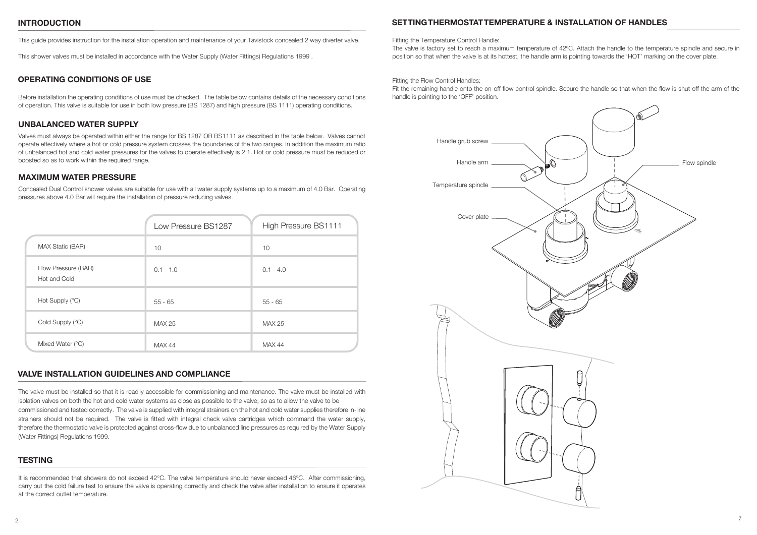## INTRODUCTION

This guide provides instruction for the installation operation and maintenance of your Tavistock concealed 2 way diverter valve.

This shower valves must be installed in accordance with the Water Supply (Water Fittings) Regulations 1999 .

## OPERATING CONDITIONS OF USE

Before installation the operating conditions of use must be checked. The table below contains details of the necessary conditions of operation. This valve is suitable for use in both low pressure (BS 1287) and high pressure (BS 1111) operating conditions.

## UNBALANCED WATER SUPPLY

Valves must always be operated within either the range for BS 1287 OR BS1111 as described in the table below. Valves cannot operate effectively where a hot or cold pressure system crosses the boundaries of the two ranges. In addition the maximum ratio of unbalanced hot and cold water pressures for the valves to operate effectively is 2:1. Hot or cold pressure must be reduced or boosted so as to work within the required range.

## MAXIMUM WATER PRESSURE

Concealed Dual Control shower valves are suitable for use with all water supply systems up to a maximum of 4.0 Bar. Operating pressures above 4.0 Bar will require the installation of pressure reducing valves.

| | Low Pressure BS1287 | High Pressure BS1111 |
|---|---|---|
| MAX Static (BAR) | 10 | 10 |
| Flow Pressure (BAR) Hot and Cold | 0.1 - 1.0 | 0.1 - 4.0 |
| Hot Supply (°C) | 55 - 65 | 55 - 65 |
| Cold Supply (°C) | MAX 25 | MAX 25 |
| Mixed Water (°C) | MAX 44 | MAX 44 |

## VALVE INSTALLATION GUIDELINES AND COMPLIANCE

The valve must be installed so that it is readily accessible for commissioning and maintenance. The valve must be installed with isolation valves on both the hot and cold water systems as close as possible to the valve; so as to allow the valve to be commissioned and tested correctly. The valve is supplied with integral strainers on the hot and cold water supplies therefore in-line strainers should not be required. The valve is fitted with integral check valve cartridges which command the water supply, therefore the thermostatic valve is protected against cross-flow due to unbalanced line pressures as required by the Water Supply (Water Fittings) Regulations 1999.

## TESTING

It is recommended that showers do not exceed 42°C. The valve temperature should never exceed 46°C. After commissioning, carry out the cold failure test to ensure the valve is operating correctly and check the valve after installation to ensure it operates at the correct outlet temperature.

## SETTING THERMOSTAT TEMPERATURE & INSTALLATION OF HANDLES

Fitting the Temperature Control Handle:

The valve is factory set to reach a maximum temperature of 42ºC. Attach the handle to the temperature spindle and secure in position so that when the valve is at its hottest, the handle arm is pointing towards the 'HOT' marking on the cover plate.

Fitting the Flow Control Handles:

Fit the remaining handle onto the on-off flow control spindle. Secure the handle so that when the flow is shut off the arm of the handle is pointing to the 'OFF' position.

Handle grub screw

Handle arm

Temperature spindle

Cover plate

Flow spindle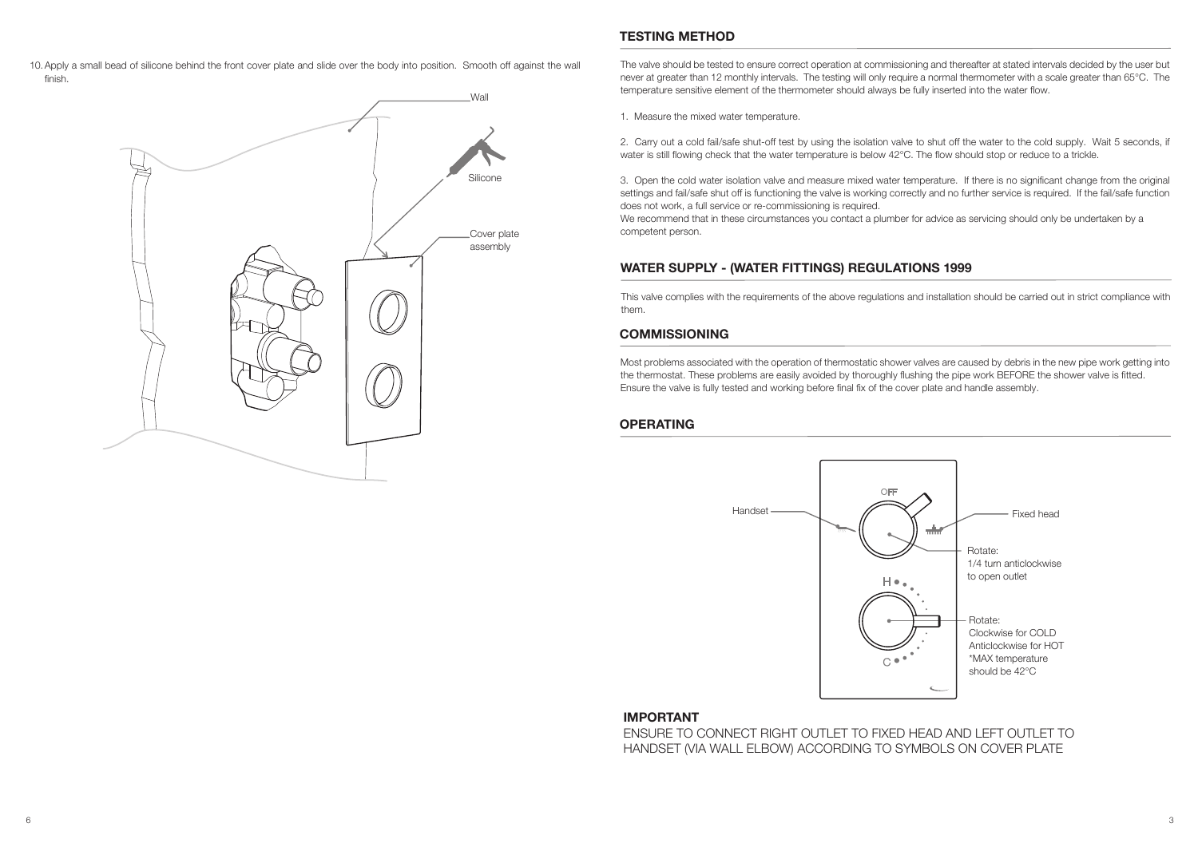10. Apply a small bead of silicone behind the front cover plate and slide over the body into position. Smooth off against the wall finish.

Wall

Silicone

Cover plate assembly

## TESTING METHOD

The valve should be tested to ensure correct operation at commissioning and thereafter at stated intervals decided by the user but never at greater than 12 monthly intervals. The testing will only require a normal thermometer with a scale greater than 65°C. The temperature sensitive element of the thermometer should always be fully inserted into the water flow.

1. Measure the mixed water temperature.

2. Carry out a cold fail/safe shut-off test by using the isolation valve to shut off the water to the cold supply. Wait 5 seconds, if water is still flowing check that the water temperature is below 42°C. The flow should stop or reduce to a trickle.

3. Open the cold water isolation valve and measure mixed water temperature. If there is no significant change from the original settings and fail/safe shut off is functioning the valve is working correctly and no further service is required. If the fail/safe function does not work, a full service or re-commissioning is required.
We recommend that in these circumstances you contact a plumber for advice as servicing should only be undertaken by a competent person.

## WATER SUPPLY - (WATER FITTINGS) REGULATIONS 1999

This valve complies with the requirements of the above regulations and installation should be carried out in strict compliance with them.

## COMMISSIONING

Most problems associated with the operation of thermostatic shower valves are caused by debris in the new pipe work getting into the thermostat. These problems are easily avoided by thoroughly flushing the pipe work BEFORE the shower valve is fitted. Ensure the valve is fully tested and working before final fix of the cover plate and handle assembly.

## OPERATING

OFF

Handset

Fixed head

Rotate:
1/4 turn anticlockwise to open outlet

H

C

Rotate:
Clockwise for COLD
Anticlockwise for HOT
*MAX temperature should be 42°C

### IMPORTANT

ENSURE TO CONNECT RIGHT OUTLET TO FIXED HEAD AND LEFT OUTLET TO HANDSET (VIA WALL ELBOW) ACCORDING TO SYMBOLS ON COVER PLATE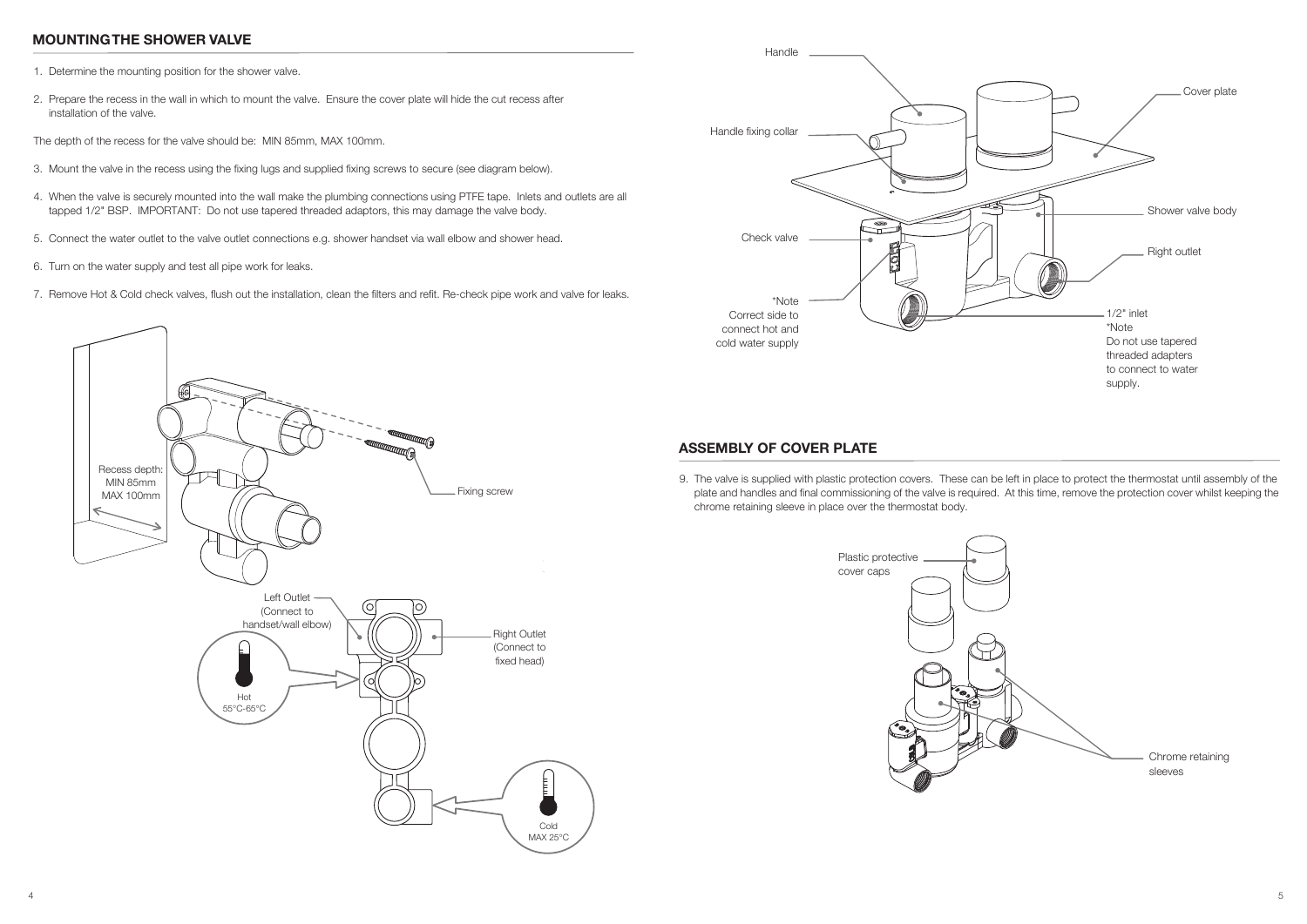## MOUNTING THE SHOWER VALVE

1. Determine the mounting position for the shower valve.
2. Prepare the recess in the wall in which to mount the valve. Ensure the cover plate will hide the cut recess after installation of the valve.

The depth of the recess for the valve should be: MIN 85mm, MAX 100mm.

3. Mount the valve in the recess using the fixing lugs and supplied fixing screws to secure (see diagram below).
4. When the valve is securely mounted into the wall make the plumbing connections using PTFE tape. Inlets and outlets are all tapped 1/2" BSP. IMPORTANT: Do not use tapered threaded adaptors, this may damage the valve body.
5. Connect the water outlet to the valve outlet connections e.g. shower handset via wall elbow and shower head.
6. Turn on the water supply and test all pipe work for leaks.
7. Remove Hot & Cold check valves, flush out the installation, clean the filters and refit. Re-check pipe work and valve for leaks.

Recess depth:
MIN 85mm
MAX 100mm

Fixing screw

Left Outlet
(Connect to
handset/wall elbow)

Right Outlet
(Connect to
fixed head)

Hot
55°C-65°C

Cold
MAX 25°C

Handle

Cover plate

Handle fixing collar

Shower valve body

Check valve

Right outlet

*Note
Correct side to
connect hot and
cold water supply

1/2" inlet
*Note
Do not use tapered
threaded adapters
to connect to water
supply.

## ASSEMBLY OF COVER PLATE

9. The valve is supplied with plastic protection covers. These can be left in place to protect the thermostat until assembly of the plate and handles and final commissioning of the valve is required. At this time, remove the protection cover whilst keeping the chrome retaining sleeve in place over the thermostat body.

Plastic protective
cover caps

Chrome retaining
sleeves